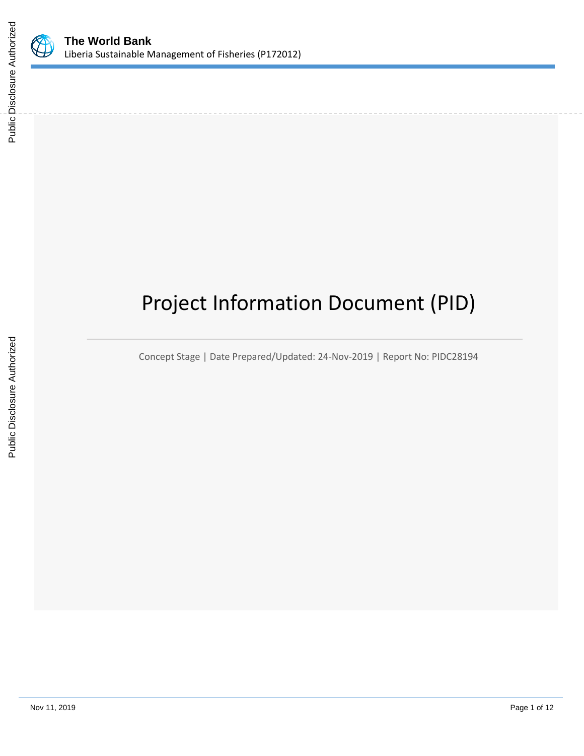# Project Information Document (PID)

Concept Stage | Date Prepared/Updated: 24-Nov-2019 | Report No: PIDC28194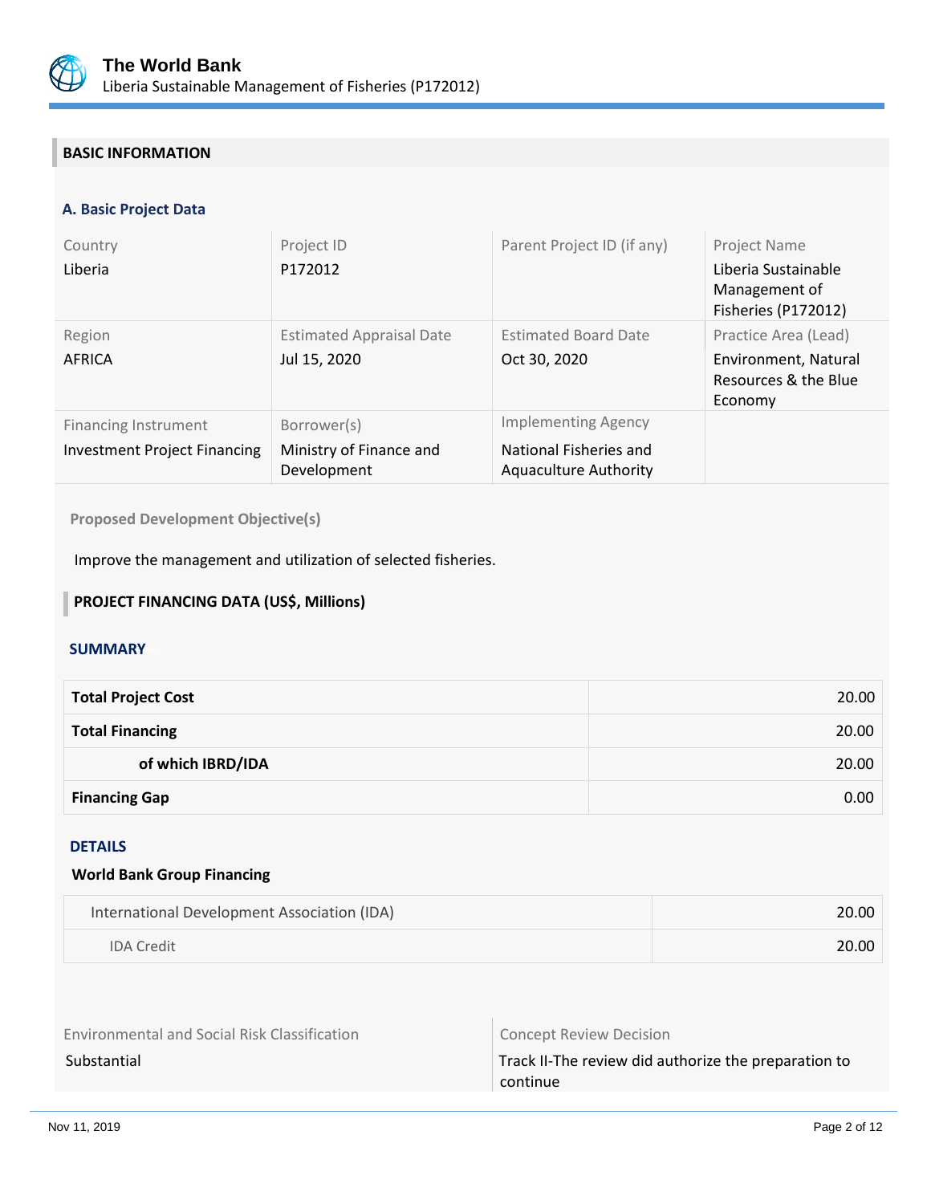## BASIC INFORMATION

### A. Basic Project Data

| Country | Project ID | Parent Project ID (if any) | Project Name |
|---|---|---|---|
| Liberia | P172012 | | Liberia Sustainable Management of Fisheries (P172012) |
| **Region** | **Estimated Appraisal Date** | **Estimated Board Date** | **Practice Area (Lead)** |
| AFRICA | Jul 15, 2020 | Oct 30, 2020 | Environment, Natural Resources & the Blue Economy |
| **Financing Instrument** | **Borrower(s)** | **Implementing Agency** | |
| Investment Project Financing | Ministry of Finance and Development | National Fisheries and Aquaculture Authority | |

**Proposed Development Objective(s)**

Improve the management and utilization of selected fisheries.

## PROJECT FINANCING DATA (US$, Millions)

### SUMMARY

| | |
|---|---|
| **Total Project Cost** | 20.00 |
| **Total Financing** | 20.00 |
| **of which IBRD/IDA** | 20.00 |
| **Financing Gap** | 0.00 |

### DETAILS

**World Bank Group Financing**

| | |
|---|---|
| International Development Association (IDA) | 20.00 |
| IDA Credit | 20.00 |

| Environmental and Social Risk Classification | Concept Review Decision |
|---|---|
| Substantial | Track II-The review did authorize the preparation to continue |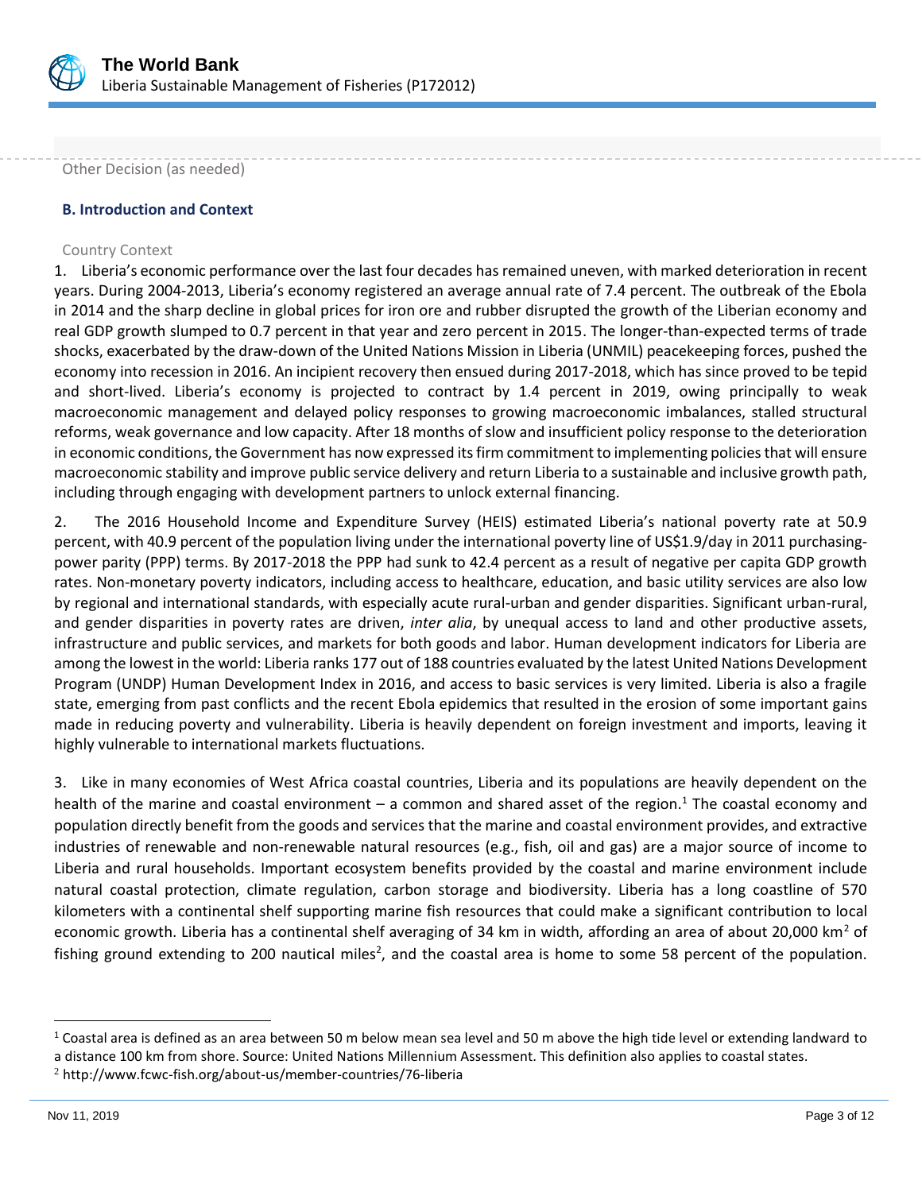Other Decision (as needed)

## B. Introduction and Context

### Country Context

1. Liberia's economic performance over the last four decades has remained uneven, with marked deterioration in recent years. During 2004-2013, Liberia's economy registered an average annual rate of 7.4 percent. The outbreak of the Ebola in 2014 and the sharp decline in global prices for iron ore and rubber disrupted the growth of the Liberian economy and real GDP growth slumped to 0.7 percent in that year and zero percent in 2015. The longer-than-expected terms of trade shocks, exacerbated by the draw-down of the United Nations Mission in Liberia (UNMIL) peacekeeping forces, pushed the economy into recession in 2016. An incipient recovery then ensued during 2017-2018, which has since proved to be tepid and short-lived. Liberia's economy is projected to contract by 1.4 percent in 2019, owing principally to weak macroeconomic management and delayed policy responses to growing macroeconomic imbalances, stalled structural reforms, weak governance and low capacity. After 18 months of slow and insufficient policy response to the deterioration in economic conditions, the Government has now expressed its firm commitment to implementing policies that will ensure macroeconomic stability and improve public service delivery and return Liberia to a sustainable and inclusive growth path, including through engaging with development partners to unlock external financing.

2. The 2016 Household Income and Expenditure Survey (HEIS) estimated Liberia's national poverty rate at 50.9 percent, with 40.9 percent of the population living under the international poverty line of US$1.9/day in 2011 purchasing-power parity (PPP) terms. By 2017-2018 the PPP had sunk to 42.4 percent as a result of negative per capita GDP growth rates. Non-monetary poverty indicators, including access to healthcare, education, and basic utility services are also low by regional and international standards, with especially acute rural-urban and gender disparities. Significant urban-rural, and gender disparities in poverty rates are driven, *inter alia*, by unequal access to land and other productive assets, infrastructure and public services, and markets for both goods and labor. Human development indicators for Liberia are among the lowest in the world: Liberia ranks 177 out of 188 countries evaluated by the latest United Nations Development Program (UNDP) Human Development Index in 2016, and access to basic services is very limited. Liberia is also a fragile state, emerging from past conflicts and the recent Ebola epidemics that resulted in the erosion of some important gains made in reducing poverty and vulnerability. Liberia is heavily dependent on foreign investment and imports, leaving it highly vulnerable to international markets fluctuations.

3. Like in many economies of West Africa coastal countries, Liberia and its populations are heavily dependent on the health of the marine and coastal environment – a common and shared asset of the region.[1] The coastal economy and population directly benefit from the goods and services that the marine and coastal environment provides, and extractive industries of renewable and non-renewable natural resources (e.g., fish, oil and gas) are a major source of income to Liberia and rural households. Important ecosystem benefits provided by the coastal and marine environment include natural coastal protection, climate regulation, carbon storage and biodiversity. Liberia has a long coastline of 570 kilometers with a continental shelf supporting marine fish resources that could make a significant contribution to local economic growth. Liberia has a continental shelf averaging of 34 km in width, affording an area of about 20,000 km$^2$ of fishing ground extending to 200 nautical miles[2], and the coastal area is home to some 58 percent of the population.

---

[1] Coastal area is defined as an area between 50 m below mean sea level and 50 m above the high tide level or extending landward to a distance 100 km from shore. Source: United Nations Millennium Assessment. This definition also applies to coastal states.

[2] http://www.fcwc-fish.org/about-us/member-countries/76-liberia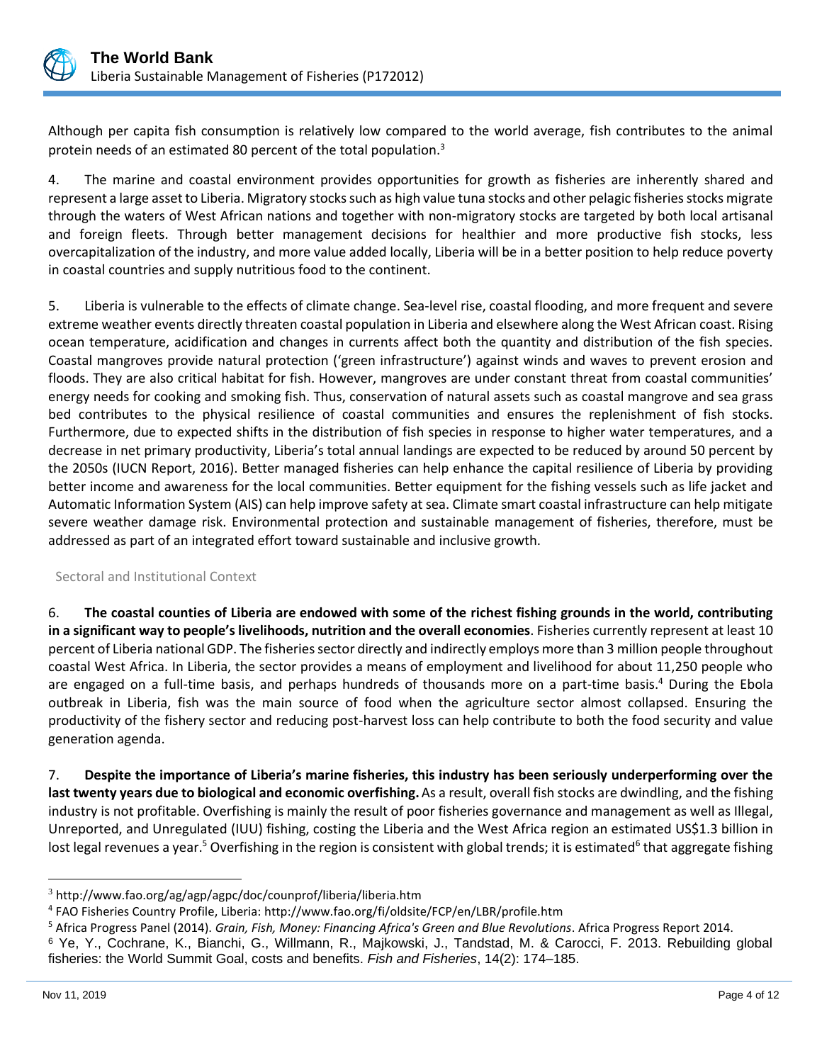Although per capita fish consumption is relatively low compared to the world average, fish contributes to the animal protein needs of an estimated 80 percent of the total population.[3]

4. The marine and coastal environment provides opportunities for growth as fisheries are inherently shared and represent a large asset to Liberia. Migratory stocks such as high value tuna stocks and other pelagic fisheries stocks migrate through the waters of West African nations and together with non-migratory stocks are targeted by both local artisanal and foreign fleets. Through better management decisions for healthier and more productive fish stocks, less overcapitalization of the industry, and more value added locally, Liberia will be in a better position to help reduce poverty in coastal countries and supply nutritious food to the continent.

5. Liberia is vulnerable to the effects of climate change. Sea-level rise, coastal flooding, and more frequent and severe extreme weather events directly threaten coastal population in Liberia and elsewhere along the West African coast. Rising ocean temperature, acidification and changes in currents affect both the quantity and distribution of the fish species. Coastal mangroves provide natural protection ('green infrastructure') against winds and waves to prevent erosion and floods. They are also critical habitat for fish. However, mangroves are under constant threat from coastal communities' energy needs for cooking and smoking fish. Thus, conservation of natural assets such as coastal mangrove and sea grass bed contributes to the physical resilience of coastal communities and ensures the replenishment of fish stocks. Furthermore, due to expected shifts in the distribution of fish species in response to higher water temperatures, and a decrease in net primary productivity, Liberia's total annual landings are expected to be reduced by around 50 percent by the 2050s (IUCN Report, 2016). Better managed fisheries can help enhance the capital resilience of Liberia by providing better income and awareness for the local communities. Better equipment for the fishing vessels such as life jacket and Automatic Information System (AIS) can help improve safety at sea. Climate smart coastal infrastructure can help mitigate severe weather damage risk. Environmental protection and sustainable management of fisheries, therefore, must be addressed as part of an integrated effort toward sustainable and inclusive growth.

## Sectoral and Institutional Context

6. **The coastal counties of Liberia are endowed with some of the richest fishing grounds in the world, contributing in a significant way to people's livelihoods, nutrition and the overall economies**. Fisheries currently represent at least 10 percent of Liberia national GDP. The fisheries sector directly and indirectly employs more than 3 million people throughout coastal West Africa. In Liberia, the sector provides a means of employment and livelihood for about 11,250 people who are engaged on a full-time basis, and perhaps hundreds of thousands more on a part-time basis.[4] During the Ebola outbreak in Liberia, fish was the main source of food when the agriculture sector almost collapsed. Ensuring the productivity of the fishery sector and reducing post-harvest loss can help contribute to both the food security and value generation agenda.

7. **Despite the importance of Liberia's marine fisheries, this industry has been seriously underperforming over the last twenty years due to biological and economic overfishing.** As a result, overall fish stocks are dwindling, and the fishing industry is not profitable. Overfishing is mainly the result of poor fisheries governance and management as well as Illegal, Unreported, and Unregulated (IUU) fishing, costing the Liberia and the West Africa region an estimated US$1.3 billion in lost legal revenues a year.[5] Overfishing in the region is consistent with global trends; it is estimated[6] that aggregate fishing

---

[3] http://www.fao.org/ag/agp/agpc/doc/counprof/liberia/liberia.htm

[4] FAO Fisheries Country Profile, Liberia: http://www.fao.org/fi/oldsite/FCP/en/LBR/profile.htm

[5] Africa Progress Panel (2014). *Grain, Fish, Money: Financing Africa's Green and Blue Revolutions*. Africa Progress Report 2014.

[6] Ye, Y., Cochrane, K., Bianchi, G., Willmann, R., Majkowski, J., Tandstad, M. & Carocci, F. 2013. Rebuilding global fisheries: the World Summit Goal, costs and benefits. *Fish and Fisheries*, 14(2): 174–185.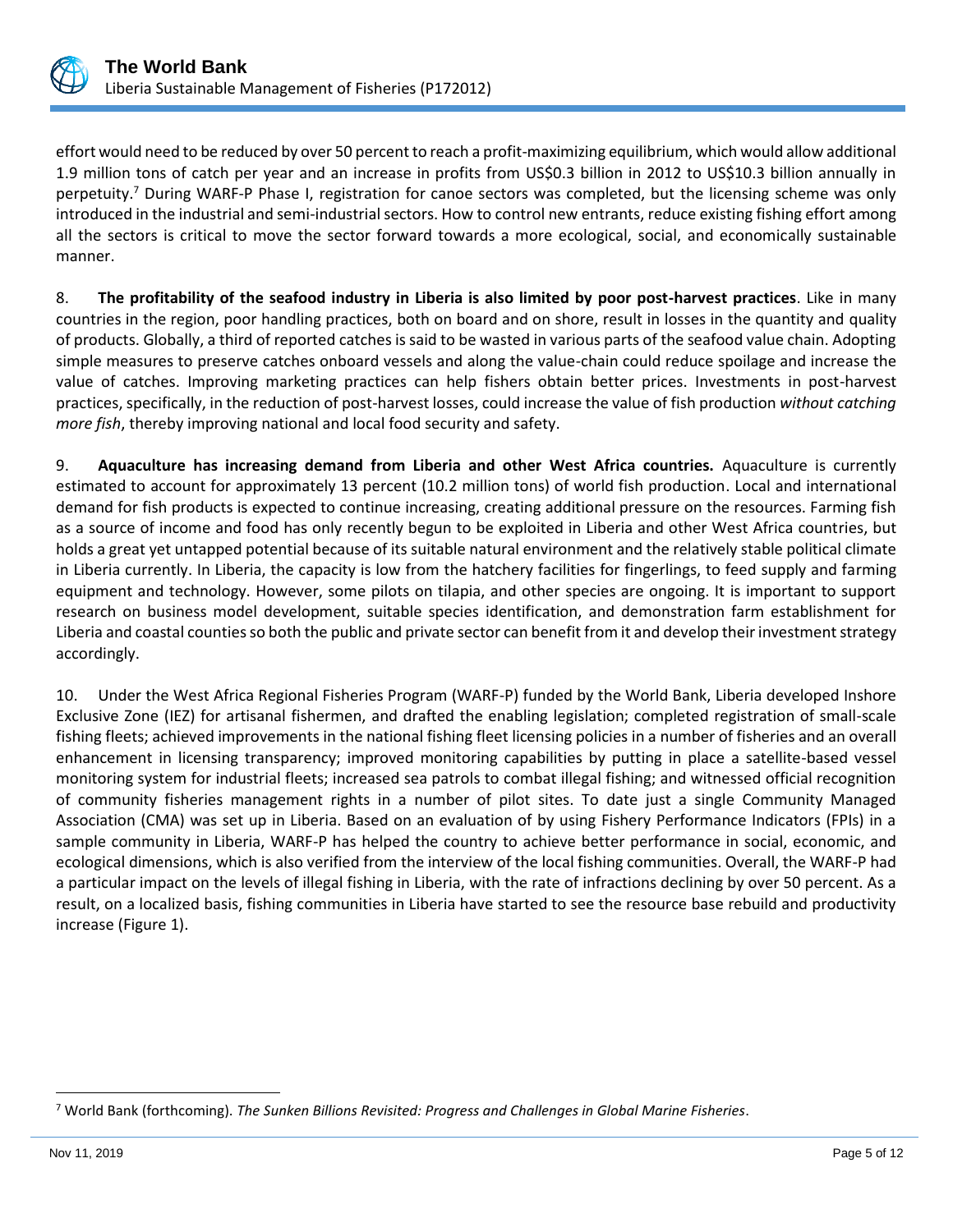effort would need to be reduced by over 50 percent to reach a profit-maximizing equilibrium, which would allow additional 1.9 million tons of catch per year and an increase in profits from US$0.3 billion in 2012 to US$10.3 billion annually in perpetuity.[7] During WARF-P Phase I, registration for canoe sectors was completed, but the licensing scheme was only introduced in the industrial and semi-industrial sectors. How to control new entrants, reduce existing fishing effort among all the sectors is critical to move the sector forward towards a more ecological, social, and economically sustainable manner.

8. **The profitability of the seafood industry in Liberia is also limited by poor post-harvest practices**. Like in many countries in the region, poor handling practices, both on board and on shore, result in losses in the quantity and quality of products. Globally, a third of reported catches is said to be wasted in various parts of the seafood value chain. Adopting simple measures to preserve catches onboard vessels and along the value-chain could reduce spoilage and increase the value of catches. Improving marketing practices can help fishers obtain better prices. Investments in post-harvest practices, specifically, in the reduction of post-harvest losses, could increase the value of fish production *without catching more fish*, thereby improving national and local food security and safety.

9. **Aquaculture has increasing demand from Liberia and other West Africa countries.** Aquaculture is currently estimated to account for approximately 13 percent (10.2 million tons) of world fish production. Local and international demand for fish products is expected to continue increasing, creating additional pressure on the resources. Farming fish as a source of income and food has only recently begun to be exploited in Liberia and other West Africa countries, but holds a great yet untapped potential because of its suitable natural environment and the relatively stable political climate in Liberia currently. In Liberia, the capacity is low from the hatchery facilities for fingerlings, to feed supply and farming equipment and technology. However, some pilots on tilapia, and other species are ongoing. It is important to support research on business model development, suitable species identification, and demonstration farm establishment for Liberia and coastal counties so both the public and private sector can benefit from it and develop their investment strategy accordingly.

10. Under the West Africa Regional Fisheries Program (WARF-P) funded by the World Bank, Liberia developed Inshore Exclusive Zone (IEZ) for artisanal fishermen, and drafted the enabling legislation; completed registration of small-scale fishing fleets; achieved improvements in the national fishing fleet licensing policies in a number of fisheries and an overall enhancement in licensing transparency; improved monitoring capabilities by putting in place a satellite-based vessel monitoring system for industrial fleets; increased sea patrols to combat illegal fishing; and witnessed official recognition of community fisheries management rights in a number of pilot sites. To date just a single Community Managed Association (CMA) was set up in Liberia. Based on an evaluation of by using Fishery Performance Indicators (FPIs) in a sample community in Liberia, WARF-P has helped the country to achieve better performance in social, economic, and ecological dimensions, which is also verified from the interview of the local fishing communities. Overall, the WARF-P had a particular impact on the levels of illegal fishing in Liberia, with the rate of infractions declining by over 50 percent. As a result, on a localized basis, fishing communities in Liberia have started to see the resource base rebuild and productivity increase (Figure 1).

---

[7] World Bank (forthcoming). *The Sunken Billions Revisited: Progress and Challenges in Global Marine Fisheries*.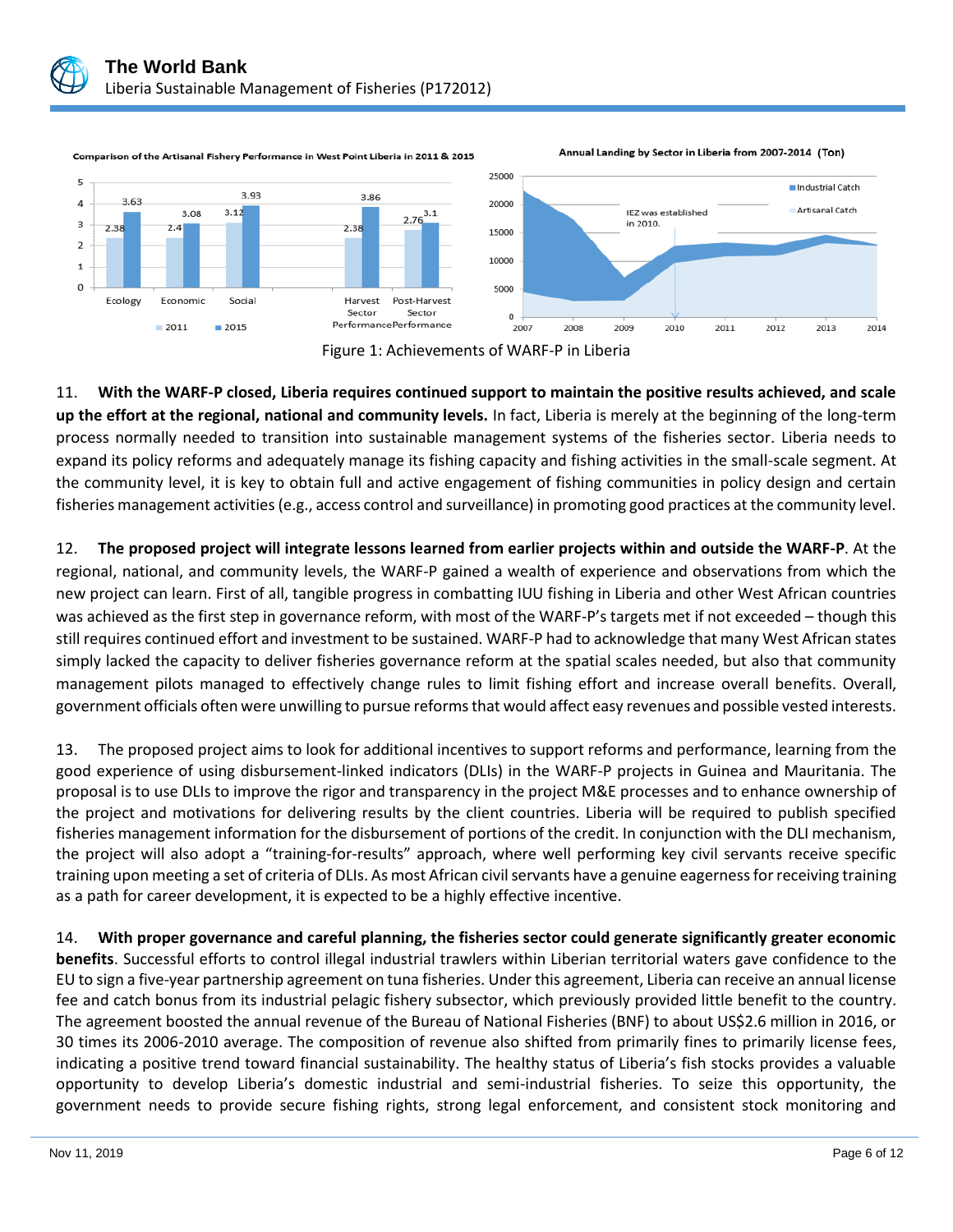Figure 1: Achievements of WARF-P in Liberia

11. **With the WARF-P closed, Liberia requires continued support to maintain the positive results achieved, and scale up the effort at the regional, national and community levels.** In fact, Liberia is merely at the beginning of the long-term process normally needed to transition into sustainable management systems of the fisheries sector. Liberia needs to expand its policy reforms and adequately manage its fishing capacity and fishing activities in the small-scale segment. At the community level, it is key to obtain full and active engagement of fishing communities in policy design and certain fisheries management activities (e.g., access control and surveillance) in promoting good practices at the community level.

12. **The proposed project will integrate lessons learned from earlier projects within and outside the WARF-P**. At the regional, national, and community levels, the WARF-P gained a wealth of experience and observations from which the new project can learn. First of all, tangible progress in combatting IUU fishing in Liberia and other West African countries was achieved as the first step in governance reform, with most of the WARF-P's targets met if not exceeded – though this still requires continued effort and investment to be sustained. WARF-P had to acknowledge that many West African states simply lacked the capacity to deliver fisheries governance reform at the spatial scales needed, but also that community management pilots managed to effectively change rules to limit fishing effort and increase overall benefits. Overall, government officials often were unwilling to pursue reforms that would affect easy revenues and possible vested interests.

13. The proposed project aims to look for additional incentives to support reforms and performance, learning from the good experience of using disbursement-linked indicators (DLIs) in the WARF-P projects in Guinea and Mauritania. The proposal is to use DLIs to improve the rigor and transparency in the project M&E processes and to enhance ownership of the project and motivations for delivering results by the client countries. Liberia will be required to publish specified fisheries management information for the disbursement of portions of the credit. In conjunction with the DLI mechanism, the project will also adopt a "training-for-results" approach, where well performing key civil servants receive specific training upon meeting a set of criteria of DLIs. As most African civil servants have a genuine eagerness for receiving training as a path for career development, it is expected to be a highly effective incentive.

14. **With proper governance and careful planning, the fisheries sector could generate significantly greater economic benefits**. Successful efforts to control illegal industrial trawlers within Liberian territorial waters gave confidence to the EU to sign a five-year partnership agreement on tuna fisheries. Under this agreement, Liberia can receive an annual license fee and catch bonus from its industrial pelagic fishery subsector, which previously provided little benefit to the country. The agreement boosted the annual revenue of the Bureau of National Fisheries (BNF) to about US$2.6 million in 2016, or 30 times its 2006-2010 average. The composition of revenue also shifted from primarily fines to primarily license fees, indicating a positive trend toward financial sustainability. The healthy status of Liberia's fish stocks provides a valuable opportunity to develop Liberia's domestic industrial and semi-industrial fisheries. To seize this opportunity, the government needs to provide secure fishing rights, strong legal enforcement, and consistent stock monitoring and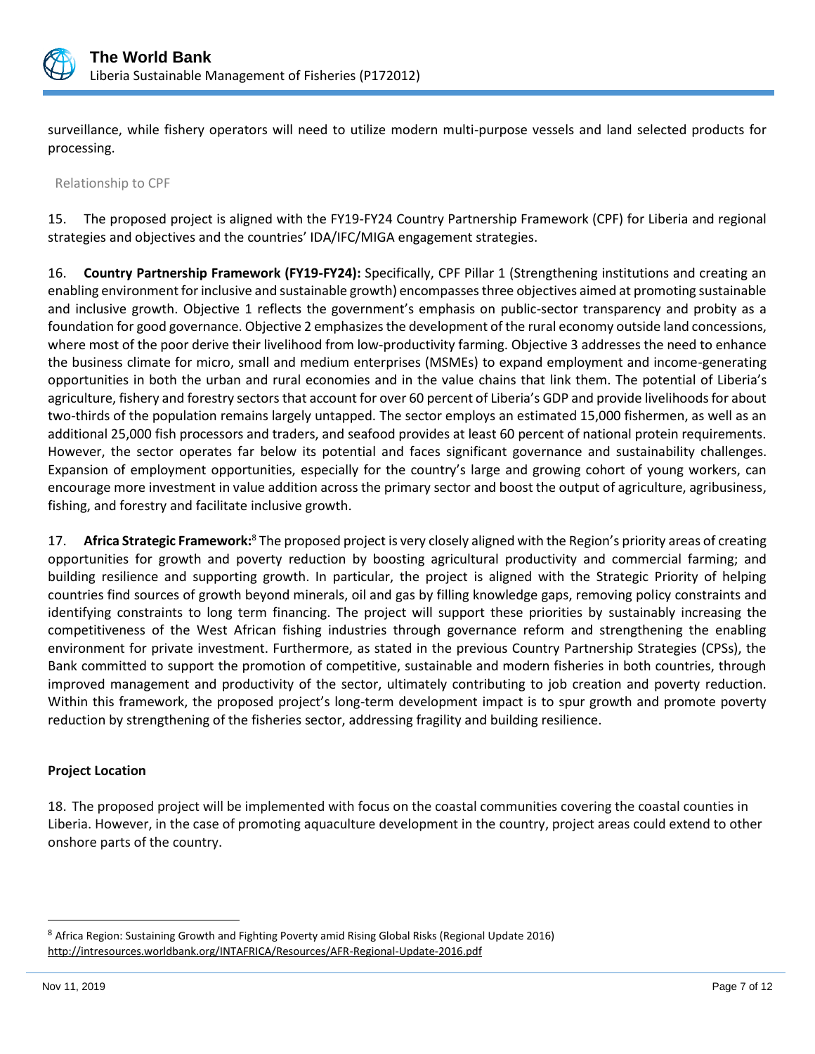surveillance, while fishery operators will need to utilize modern multi-purpose vessels and land selected products for processing.

Relationship to CPF

15. The proposed project is aligned with the FY19-FY24 Country Partnership Framework (CPF) for Liberia and regional strategies and objectives and the countries' IDA/IFC/MIGA engagement strategies.

16. **Country Partnership Framework (FY19-FY24):** Specifically, CPF Pillar 1 (Strengthening institutions and creating an enabling environment for inclusive and sustainable growth) encompasses three objectives aimed at promoting sustainable and inclusive growth. Objective 1 reflects the government's emphasis on public-sector transparency and probity as a foundation for good governance. Objective 2 emphasizes the development of the rural economy outside land concessions, where most of the poor derive their livelihood from low-productivity farming. Objective 3 addresses the need to enhance the business climate for micro, small and medium enterprises (MSMEs) to expand employment and income-generating opportunities in both the urban and rural economies and in the value chains that link them. The potential of Liberia's agriculture, fishery and forestry sectors that account for over 60 percent of Liberia's GDP and provide livelihoods for about two-thirds of the population remains largely untapped. The sector employs an estimated 15,000 fishermen, as well as an additional 25,000 fish processors and traders, and seafood provides at least 60 percent of national protein requirements. However, the sector operates far below its potential and faces significant governance and sustainability challenges. Expansion of employment opportunities, especially for the country's large and growing cohort of young workers, can encourage more investment in value addition across the primary sector and boost the output of agriculture, agribusiness, fishing, and forestry and facilitate inclusive growth.

17. **Africa Strategic Framework:**[8] The proposed project is very closely aligned with the Region's priority areas of creating opportunities for growth and poverty reduction by boosting agricultural productivity and commercial farming; and building resilience and supporting growth. In particular, the project is aligned with the Strategic Priority of helping countries find sources of growth beyond minerals, oil and gas by filling knowledge gaps, removing policy constraints and identifying constraints to long term financing. The project will support these priorities by sustainably increasing the competitiveness of the West African fishing industries through governance reform and strengthening the enabling environment for private investment. Furthermore, as stated in the previous Country Partnership Strategies (CPSs), the Bank committed to support the promotion of competitive, sustainable and modern fisheries in both countries, through improved management and productivity of the sector, ultimately contributing to job creation and poverty reduction. Within this framework, the proposed project's long-term development impact is to spur growth and promote poverty reduction by strengthening of the fisheries sector, addressing fragility and building resilience.

**Project Location**

18. The proposed project will be implemented with focus on the coastal communities covering the coastal counties in Liberia. However, in the case of promoting aquaculture development in the country, project areas could extend to other onshore parts of the country.

---

[8] Africa Region: Sustaining Growth and Fighting Poverty amid Rising Global Risks (Regional Update 2016) http://intresources.worldbank.org/INTAFRICA/Resources/AFR-Regional-Update-2016.pdf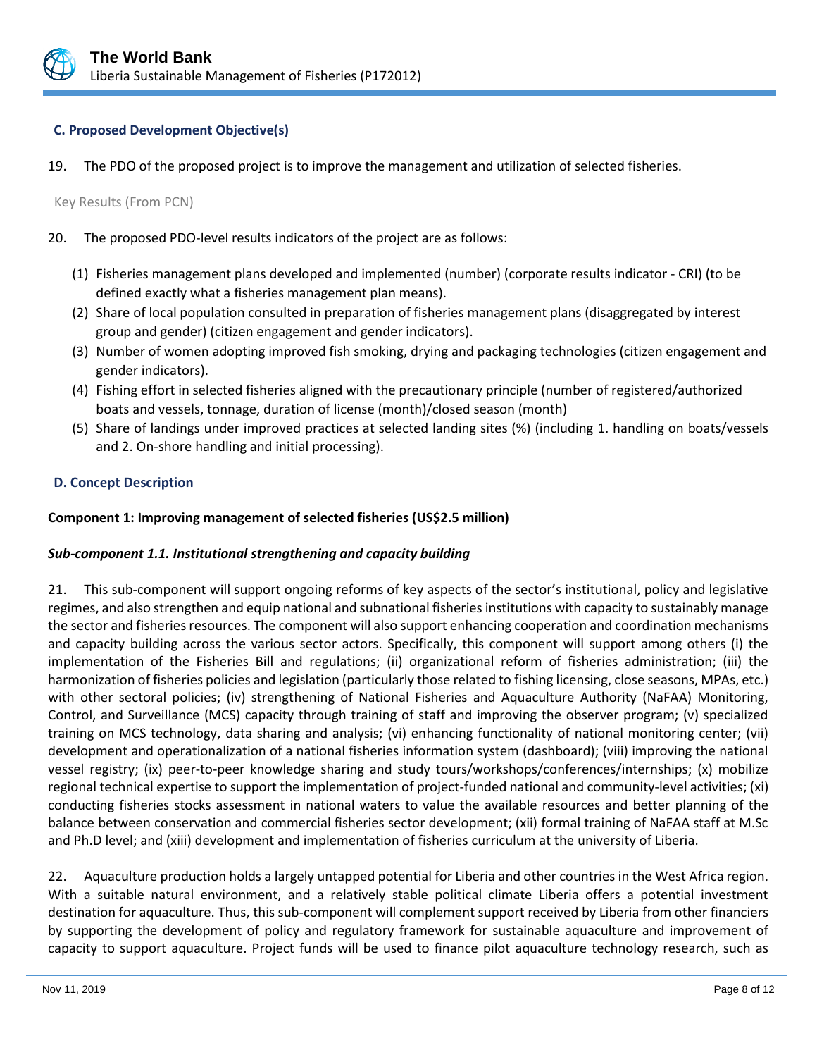### C. Proposed Development Objective(s)

19. The PDO of the proposed project is to improve the management and utilization of selected fisheries.

Key Results (From PCN)

20. The proposed PDO-level results indicators of the project are as follows:

(1) Fisheries management plans developed and implemented (number) (corporate results indicator - CRI) (to be defined exactly what a fisheries management plan means).
(2) Share of local population consulted in preparation of fisheries management plans (disaggregated by interest group and gender) (citizen engagement and gender indicators).
(3) Number of women adopting improved fish smoking, drying and packaging technologies (citizen engagement and gender indicators).
(4) Fishing effort in selected fisheries aligned with the precautionary principle (number of registered/authorized boats and vessels, tonnage, duration of license (month)/closed season (month)
(5) Share of landings under improved practices at selected landing sites (%) (including 1. handling on boats/vessels and 2. On-shore handling and initial processing).

### D. Concept Description

**Component 1: Improving management of selected fisheries (US$2.5 million)**

***Sub-component 1.1. Institutional strengthening and capacity building***

21. This sub-component will support ongoing reforms of key aspects of the sector's institutional, policy and legislative regimes, and also strengthen and equip national and subnational fisheries institutions with capacity to sustainably manage the sector and fisheries resources. The component will also support enhancing cooperation and coordination mechanisms and capacity building across the various sector actors. Specifically, this component will support among others (i) the implementation of the Fisheries Bill and regulations; (ii) organizational reform of fisheries administration; (iii) the harmonization of fisheries policies and legislation (particularly those related to fishing licensing, close seasons, MPAs, etc.) with other sectoral policies; (iv) strengthening of National Fisheries and Aquaculture Authority (NaFAA) Monitoring, Control, and Surveillance (MCS) capacity through training of staff and improving the observer program; (v) specialized training on MCS technology, data sharing and analysis; (vi) enhancing functionality of national monitoring center; (vii) development and operationalization of a national fisheries information system (dashboard); (viii) improving the national vessel registry; (ix) peer-to-peer knowledge sharing and study tours/workshops/conferences/internships; (x) mobilize regional technical expertise to support the implementation of project-funded national and community-level activities; (xi) conducting fisheries stocks assessment in national waters to value the available resources and better planning of the balance between conservation and commercial fisheries sector development; (xii) formal training of NaFAA staff at M.Sc and Ph.D level; and (xiii) development and implementation of fisheries curriculum at the university of Liberia.

22. Aquaculture production holds a largely untapped potential for Liberia and other countries in the West Africa region. With a suitable natural environment, and a relatively stable political climate Liberia offers a potential investment destination for aquaculture. Thus, this sub-component will complement support received by Liberia from other financiers by supporting the development of policy and regulatory framework for sustainable aquaculture and improvement of capacity to support aquaculture. Project funds will be used to finance pilot aquaculture technology research, such as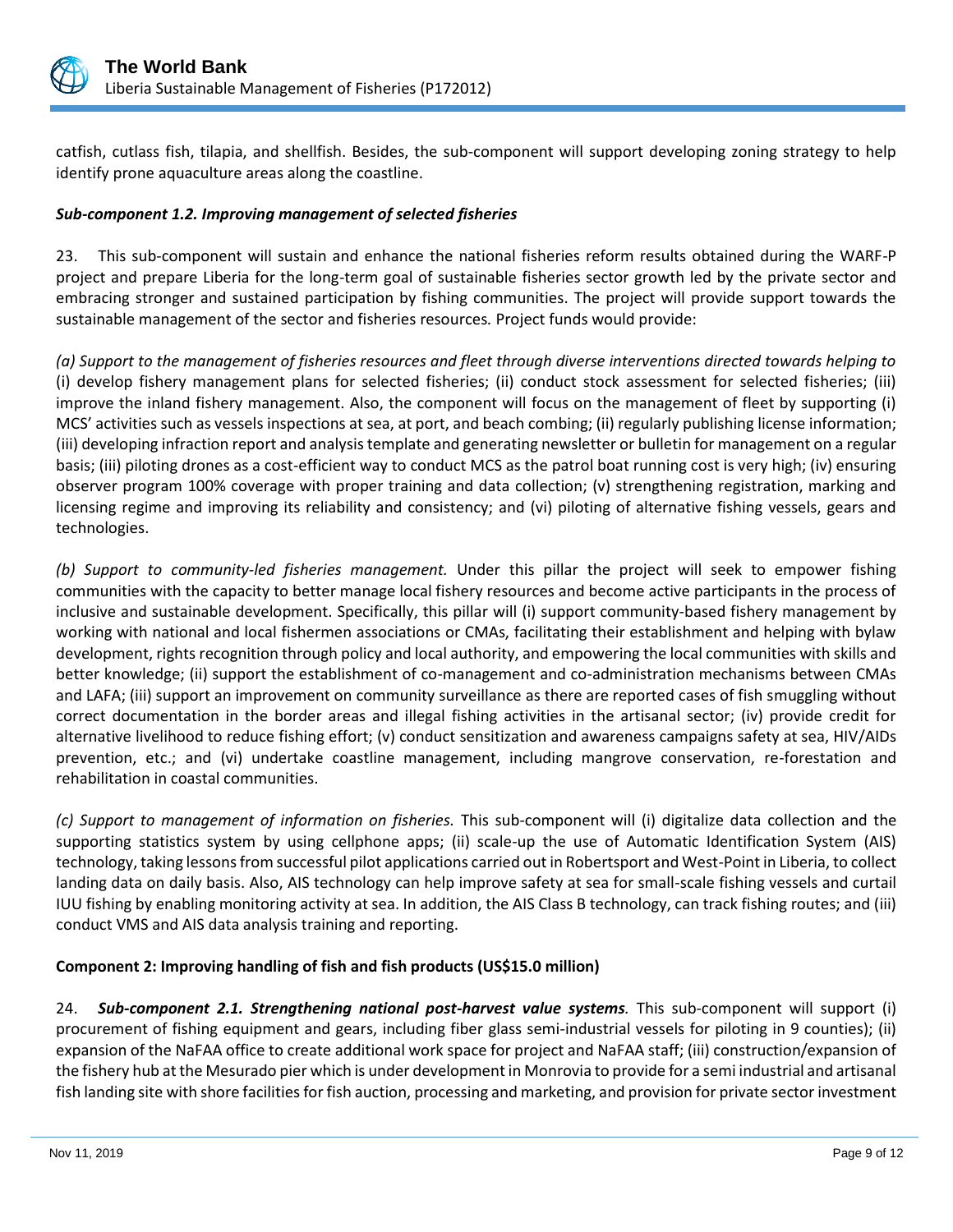catfish, cutlass fish, tilapia, and shellfish. Besides, the sub-component will support developing zoning strategy to help identify prone aquaculture areas along the coastline.

***Sub-component 1.2. Improving management of selected fisheries***

23. This sub-component will sustain and enhance the national fisheries reform results obtained during the WARF-P project and prepare Liberia for the long-term goal of sustainable fisheries sector growth led by the private sector and embracing stronger and sustained participation by fishing communities. The project will provide support towards the sustainable management of the sector and fisheries resources*.* Project funds would provide:

*(a) Support to the management of fisheries resources and fleet through diverse interventions directed towards helping to* (i) develop fishery management plans for selected fisheries; (ii) conduct stock assessment for selected fisheries; (iii) improve the inland fishery management. Also, the component will focus on the management of fleet by supporting (i) MCS' activities such as vessels inspections at sea, at port, and beach combing; (ii) regularly publishing license information; (iii) developing infraction report and analysis template and generating newsletter or bulletin for management on a regular basis; (iii) piloting drones as a cost-efficient way to conduct MCS as the patrol boat running cost is very high; (iv) ensuring observer program 100% coverage with proper training and data collection; (v) strengthening registration, marking and licensing regime and improving its reliability and consistency; and (vi) piloting of alternative fishing vessels, gears and technologies.

*(b) Support to community-led fisheries management.* Under this pillar the project will seek to empower fishing communities with the capacity to better manage local fishery resources and become active participants in the process of inclusive and sustainable development. Specifically, this pillar will (i) support community-based fishery management by working with national and local fishermen associations or CMAs, facilitating their establishment and helping with bylaw development, rights recognition through policy and local authority, and empowering the local communities with skills and better knowledge; (ii) support the establishment of co-management and co-administration mechanisms between CMAs and LAFA; (iii) support an improvement on community surveillance as there are reported cases of fish smuggling without correct documentation in the border areas and illegal fishing activities in the artisanal sector; (iv) provide credit for alternative livelihood to reduce fishing effort; (v) conduct sensitization and awareness campaigns safety at sea, HIV/AIDs prevention, etc.; and (vi) undertake coastline management, including mangrove conservation, re-forestation and rehabilitation in coastal communities.

*(c) Support to management of information on fisheries.* This sub-component will (i) digitalize data collection and the supporting statistics system by using cellphone apps; (ii) scale-up the use of Automatic Identification System (AIS) technology, taking lessons from successful pilot applications carried out in Robertsport and West-Point in Liberia, to collect landing data on daily basis. Also, AIS technology can help improve safety at sea for small-scale fishing vessels and curtail IUU fishing by enabling monitoring activity at sea. In addition, the AIS Class B technology, can track fishing routes; and (iii) conduct VMS and AIS data analysis training and reporting.

**Component 2: Improving handling of fish and fish products (US$15.0 million)**

24. ***Sub-component 2.1. Strengthening national post-harvest value systems****.* This sub-component will support (i) procurement of fishing equipment and gears, including fiber glass semi-industrial vessels for piloting in 9 counties); (ii) expansion of the NaFAA office to create additional work space for project and NaFAA staff; (iii) construction/expansion of the fishery hub at the Mesurado pier which is under development in Monrovia to provide for a semi industrial and artisanal fish landing site with shore facilities for fish auction, processing and marketing, and provision for private sector investment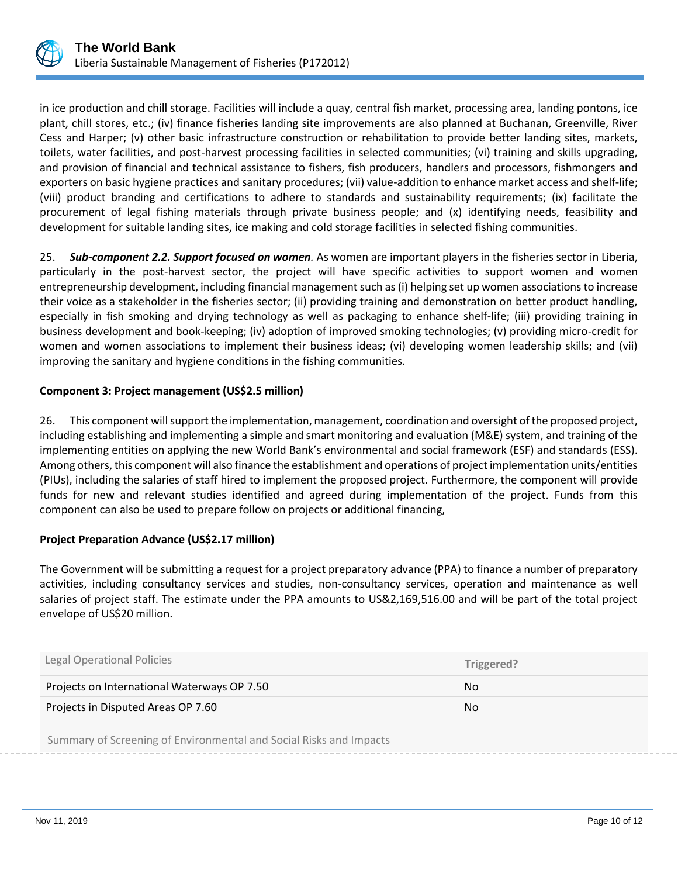in ice production and chill storage. Facilities will include a quay, central fish market, processing area, landing pontons, ice plant, chill stores, etc.; (iv) finance fisheries landing site improvements are also planned at Buchanan, Greenville, River Cess and Harper; (v) other basic infrastructure construction or rehabilitation to provide better landing sites, markets, toilets, water facilities, and post-harvest processing facilities in selected communities; (vi) training and skills upgrading, and provision of financial and technical assistance to fishers, fish producers, handlers and processors, fishmongers and exporters on basic hygiene practices and sanitary procedures; (vii) value-addition to enhance market access and shelf-life; (viii) product branding and certifications to adhere to standards and sustainability requirements; (ix) facilitate the procurement of legal fishing materials through private business people; and (x) identifying needs, feasibility and development for suitable landing sites, ice making and cold storage facilities in selected fishing communities.

25. ***Sub-component 2.2. Support focused on women***. As women are important players in the fisheries sector in Liberia, particularly in the post-harvest sector, the project will have specific activities to support women and women entrepreneurship development, including financial management such as (i) helping set up women associations to increase their voice as a stakeholder in the fisheries sector; (ii) providing training and demonstration on better product handling, especially in fish smoking and drying technology as well as packaging to enhance shelf-life; (iii) providing training in business development and book-keeping; (iv) adoption of improved smoking technologies; (v) providing micro-credit for women and women associations to implement their business ideas; (vi) developing women leadership skills; and (vii) improving the sanitary and hygiene conditions in the fishing communities.

**Component 3: Project management (US$2.5 million)**

26. This component will support the implementation, management, coordination and oversight of the proposed project, including establishing and implementing a simple and smart monitoring and evaluation (M&E) system, and training of the implementing entities on applying the new World Bank's environmental and social framework (ESF) and standards (ESS). Among others, this component will also finance the establishment and operations of project implementation units/entities (PIUs), including the salaries of staff hired to implement the proposed project. Furthermore, the component will provide funds for new and relevant studies identified and agreed during implementation of the project. Funds from this component can also be used to prepare follow on projects or additional financing,

**Project Preparation Advance (US$2.17 million)**

The Government will be submitting a request for a project preparatory advance (PPA) to finance a number of preparatory activities, including consultancy services and studies, non-consultancy services, operation and maintenance as well salaries of project staff. The estimate under the PPA amounts to US&2,169,516.00 and will be part of the total project envelope of US$20 million.

| Legal Operational Policies | Triggered? |
|---|---|
| Projects on International Waterways OP 7.50 | No |
| Projects in Disputed Areas OP 7.60 | No |

Summary of Screening of Environmental and Social Risks and Impacts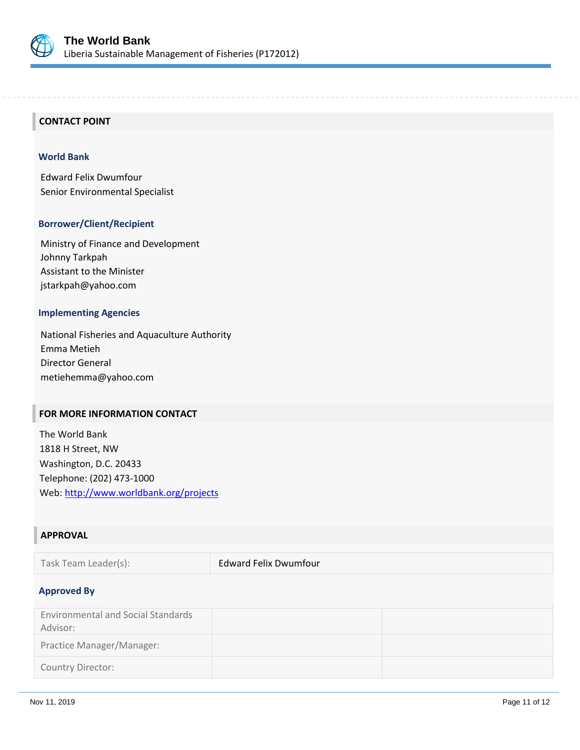## CONTACT POINT

### World Bank

Edward Felix Dwumfour
Senior Environmental Specialist

### Borrower/Client/Recipient

Ministry of Finance and Development
Johnny Tarkpah
Assistant to the Minister
jstarkpah@yahoo.com

### Implementing Agencies

National Fisheries and Aquaculture Authority
Emma Metieh
Director General
metiehemma@yahoo.com

## FOR MORE INFORMATION CONTACT

The World Bank
1818 H Street, NW
Washington, D.C. 20433
Telephone: (202) 473-1000
Web: http://www.worldbank.org/projects

## APPROVAL

| Task Team Leader(s): | Edward Felix Dwumfour |
|---|---|

### Approved By

| | | |
|---|---|---|
| Environmental and Social Standards Advisor: | | |
| Practice Manager/Manager: | | |
| Country Director: | | |